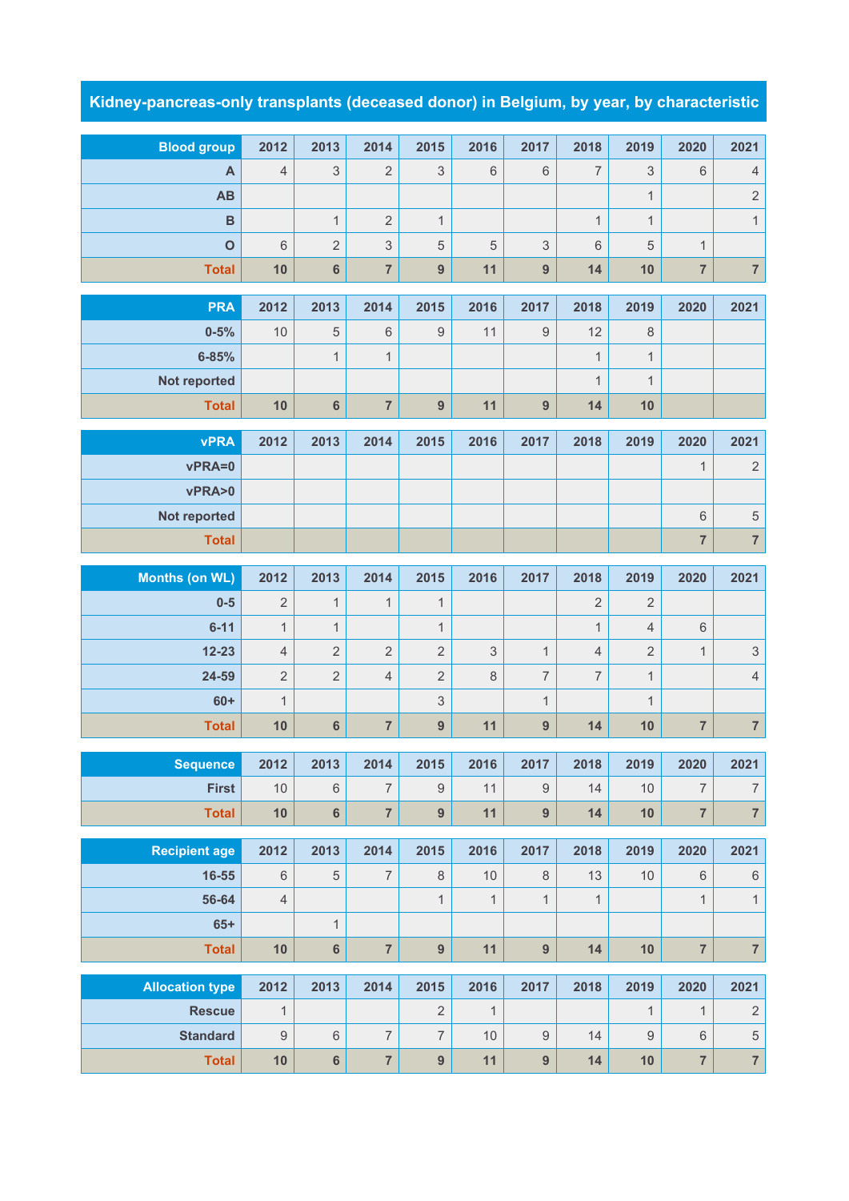# Kidney-pancreas-only transplants (deceased donor) in Belgium, by year, by characteristic

| Blood group | 2012 | 2013 | 2014 | 2015 | 2016 | 2017 | 2018 | 2019 | 2020 | 2021 |
|---|---|---|---|---|---|---|---|---|---|---|
| A | 4 | 3 | 2 | 3 | 6 | 6 | 7 | 3 | 6 | 4 |
| AB | | | | | | | | 1 | | 2 |
| B | | 1 | 2 | 1 | | | 1 | 1 | | 1 |
| O | 6 | 2 | 3 | 5 | 5 | 3 | 6 | 5 | 1 | |
| **Total** | **10** | **6** | **7** | **9** | **11** | **9** | **14** | **10** | **7** | **7** |

| PRA | 2012 | 2013 | 2014 | 2015 | 2016 | 2017 | 2018 | 2019 | 2020 | 2021 |
|---|---|---|---|---|---|---|---|---|---|---|
| 0-5% | 10 | 5 | 6 | 9 | 11 | 9 | 12 | 8 | | |
| 6-85% | | 1 | 1 | | | | 1 | 1 | | |
| Not reported | | | | | | | 1 | 1 | | |
| **Total** | **10** | **6** | **7** | **9** | **11** | **9** | **14** | **10** | | |

| vPRA | 2012 | 2013 | 2014 | 2015 | 2016 | 2017 | 2018 | 2019 | 2020 | 2021 |
|---|---|---|---|---|---|---|---|---|---|---|
| vPRA=0 | | | | | | | | | 1 | 2 |
| vPRA>0 | | | | | | | | | | |
| Not reported | | | | | | | | | 6 | 5 |
| **Total** | | | | | | | | | **7** | **7** |

| Months (on WL) | 2012 | 2013 | 2014 | 2015 | 2016 | 2017 | 2018 | 2019 | 2020 | 2021 |
|---|---|---|---|---|---|---|---|---|---|---|
| 0-5 | 2 | 1 | 1 | 1 | | | 2 | 2 | | |
| 6-11 | 1 | 1 | | 1 | | | 1 | 4 | 6 | |
| 12-23 | 4 | 2 | 2 | 2 | 3 | 1 | 4 | 2 | 1 | 3 |
| 24-59 | 2 | 2 | 4 | 2 | 8 | 7 | 7 | 1 | | 4 |
| 60+ | 1 | | | 3 | | 1 | | 1 | | |
| **Total** | **10** | **6** | **7** | **9** | **11** | **9** | **14** | **10** | **7** | **7** |

| Sequence | 2012 | 2013 | 2014 | 2015 | 2016 | 2017 | 2018 | 2019 | 2020 | 2021 |
|---|---|---|---|---|---|---|---|---|---|---|
| First | 10 | 6 | 7 | 9 | 11 | 9 | 14 | 10 | 7 | 7 |
| **Total** | **10** | **6** | **7** | **9** | **11** | **9** | **14** | **10** | **7** | **7** |

| Recipient age | 2012 | 2013 | 2014 | 2015 | 2016 | 2017 | 2018 | 2019 | 2020 | 2021 |
|---|---|---|---|---|---|---|---|---|---|---|
| 16-55 | 6 | 5 | 7 | 8 | 10 | 8 | 13 | 10 | 6 | 6 |
| 56-64 | 4 | | | 1 | 1 | 1 | 1 | | 1 | 1 |
| 65+ | | 1 | | | | | | | | |
| **Total** | **10** | **6** | **7** | **9** | **11** | **9** | **14** | **10** | **7** | **7** |

| Allocation type | 2012 | 2013 | 2014 | 2015 | 2016 | 2017 | 2018 | 2019 | 2020 | 2021 |
|---|---|---|---|---|---|---|---|---|---|---|
| Rescue | 1 | | | 2 | 1 | | | 1 | 1 | 2 |
| Standard | 9 | 6 | 7 | 7 | 10 | 9 | 14 | 9 | 6 | 5 |
| **Total** | **10** | **6** | **7** | **9** | **11** | **9** | **14** | **10** | **7** | **7** |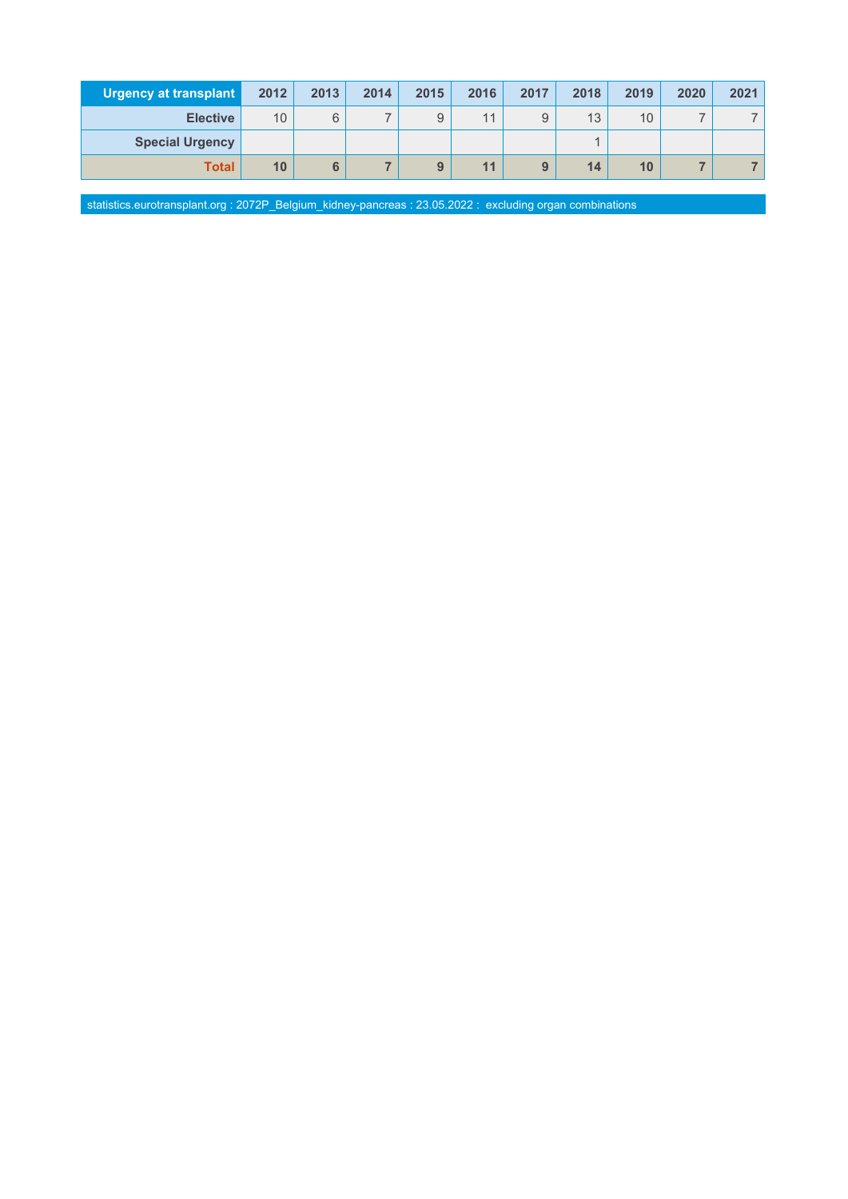| Urgency at transplant | 2012 | 2013 | 2014 | 2015 | 2016 | 2017 | 2018 | 2019 | 2020 | 2021 |
|---|---|---|---|---|---|---|---|---|---|---|
| Elective | 10 | 6 | 7 | 9 | 11 | 9 | 13 | 10 | 7 | 7 |
| Special Urgency | | | | | | | 1 | | | |
| **Total** | **10** | **6** | **7** | **9** | **11** | **9** | **14** | **10** | **7** | **7** |

statistics.eurotransplant.org : 2072P_Belgium_kidney-pancreas : 23.05.2022 : excluding organ combinations